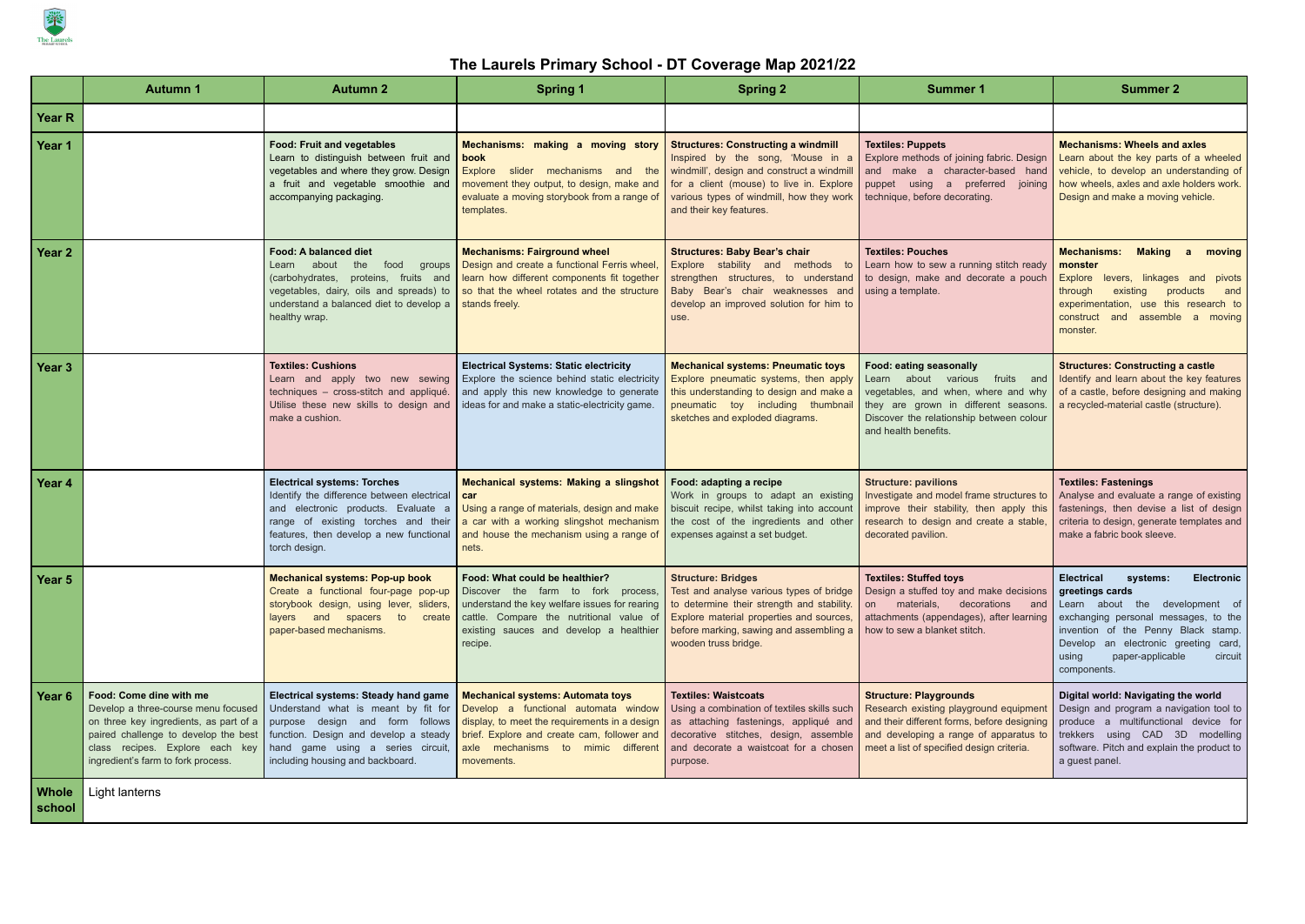# The Laurels Primary School - DT Coverage Map 2021/22

| | Autumn 1 | Autumn 2 | Spring 1 | Spring 2 | Summer 1 | Summer 2 |
|---|---|---|---|---|---|---|
| **Year R** | | | | | | |
| **Year 1** | | **Food: Fruit and vegetables** Learn to distinguish between fruit and vegetables and where they grow. Design a fruit and vegetable smoothie and accompanying packaging. | **Mechanisms: making a moving story book** Explore slider mechanisms and the movement they output, to design, make and evaluate a moving storybook from a range of templates. | **Structures: Constructing a windmill** Inspired by the song, 'Mouse in a windmill', design and construct a windmill for a client (mouse) to live in. Explore various types of windmill, how they work and their key features. | **Textiles: Puppets** Explore methods of joining fabric. Design and make a character-based hand puppet using a preferred joining technique, before decorating. | **Mechanisms: Wheels and axles** Learn about the key parts of a wheeled vehicle, to develop an understanding of how wheels, axles and axle holders work. Design and make a moving vehicle. |
| **Year 2** | | **Food: A balanced diet** Learn about the food groups (carbohydrates, proteins, fruits and vegetables, dairy, oils and spreads) to understand a balanced diet to develop a healthy wrap. | **Mechanisms: Fairground wheel** Design and create a functional Ferris wheel, learn how different components fit together so that the wheel rotates and the structure stands freely. | **Structures: Baby Bear's chair** Explore stability and methods to strengthen structures, to understand Baby Bear's chair weaknesses and develop an improved solution for him to use. | **Textiles: Pouches** Learn how to sew a running stitch ready to design, make and decorate a pouch using a template. | **Mechanisms: Making a moving monster** Explore levers, linkages and pivots through existing products and experimentation, use this research to construct and assemble a moving monster. |
| **Year 3** | | **Textiles: Cushions** Learn and apply two new sewing techniques – cross-stitch and appliqué. Utilise these new skills to design and make a cushion. | **Electrical Systems: Static electricity** Explore the science behind static electricity and apply this new knowledge to generate ideas for and make a static-electricity game. | **Mechanical systems: Pneumatic toys** Explore pneumatic systems, then apply this understanding to design and make a pneumatic toy including thumbnail sketches and exploded diagrams. | **Food: eating seasonally** Learn about various fruits and vegetables and when, where and why they are grown in different seasons. Discover the relationship between colour and health benefits. | **Structures: Constructing a castle** Identify and learn about the key features of a castle, before designing and making a recycled-material castle (structure). |
| **Year 4** | | **Electrical systems: Torches** Identify the difference between electrical and electronic products. Evaluate a range of existing torches and their features, then develop a new functional torch design. | **Mechanical systems: Making a slingshot car** Using a range of materials, design and make a car with a working slingshot mechanism and house the mechanism using a range of nets. | **Food: adapting a recipe** Work in groups to adapt an existing biscuit recipe, whilst taking into account the cost of the ingredients and other expenses against a set budget. | **Structure: pavilions** Investigate and model frame structures to improve their stability, then apply this research to design and create a stable, decorated pavilion. | **Textiles: Fastenings** Analyse and evaluate a range of existing fastenings, then devise a list of design criteria to design, generate templates and make a fabric book sleeve. |
| **Year 5** | | **Mechanical systems: Pop-up book** Create a functional four-page pop-up storybook design, using lever, sliders, layers and spacers to create paper-based mechanisms. | **Food: What could be healthier?** Discover the farm to fork process, understand the key welfare issues for rearing cattle. Compare the nutritional value of existing sauces and develop a healthier recipe. | **Structure: Bridges** Test and analyse various types of bridge to determine their strength and stability. Explore material properties and sources, before marking, sawing and assembling a wooden truss bridge. | **Textiles: Stuffed toys** Design a stuffed toy and make decisions on materials, decorations and attachments (appendages), after learning how to sew a blanket stitch. | **Electrical systems: Electronic greetings cards** Learn about the development of exchanging personal messages, to the invention of the Penny Black stamp. Develop an electronic greeting card, using paper-applicable circuit components. |
| **Year 6** | **Food: Come dine with me** Develop a three-course menu focused on three key ingredients, as part of a paired challenge to develop the best class recipes. Explore each key ingredient's farm to fork process. | **Electrical systems: Steady hand game** Understand what is meant by fit for purpose design and form follows function. Design and develop a steady hand game using a series circuit, including housing and backboard. | **Mechanical systems: Automata toys** Develop a functional automata window display, to meet the requirements in a design brief. Explore and create cam, follower and axle mechanisms to mimic different movements. | **Textiles: Waistcoats** Using a combination of textiles skills such as attaching fastenings, appliqué and decorative stitches, design, assemble and decorate a waistcoat for a chosen purpose. | **Structure: Playgrounds** Research existing playground equipment and their different forms, before designing and developing a range of apparatus to meet a list of specified design criteria. | **Digital world: Navigating the world** Design and program a navigation tool to produce a multifunctional device for trekkers using CAD 3D modelling software. Pitch and explain the product to a guest panel. |
| **Whole school** | Light lanterns | | | | | |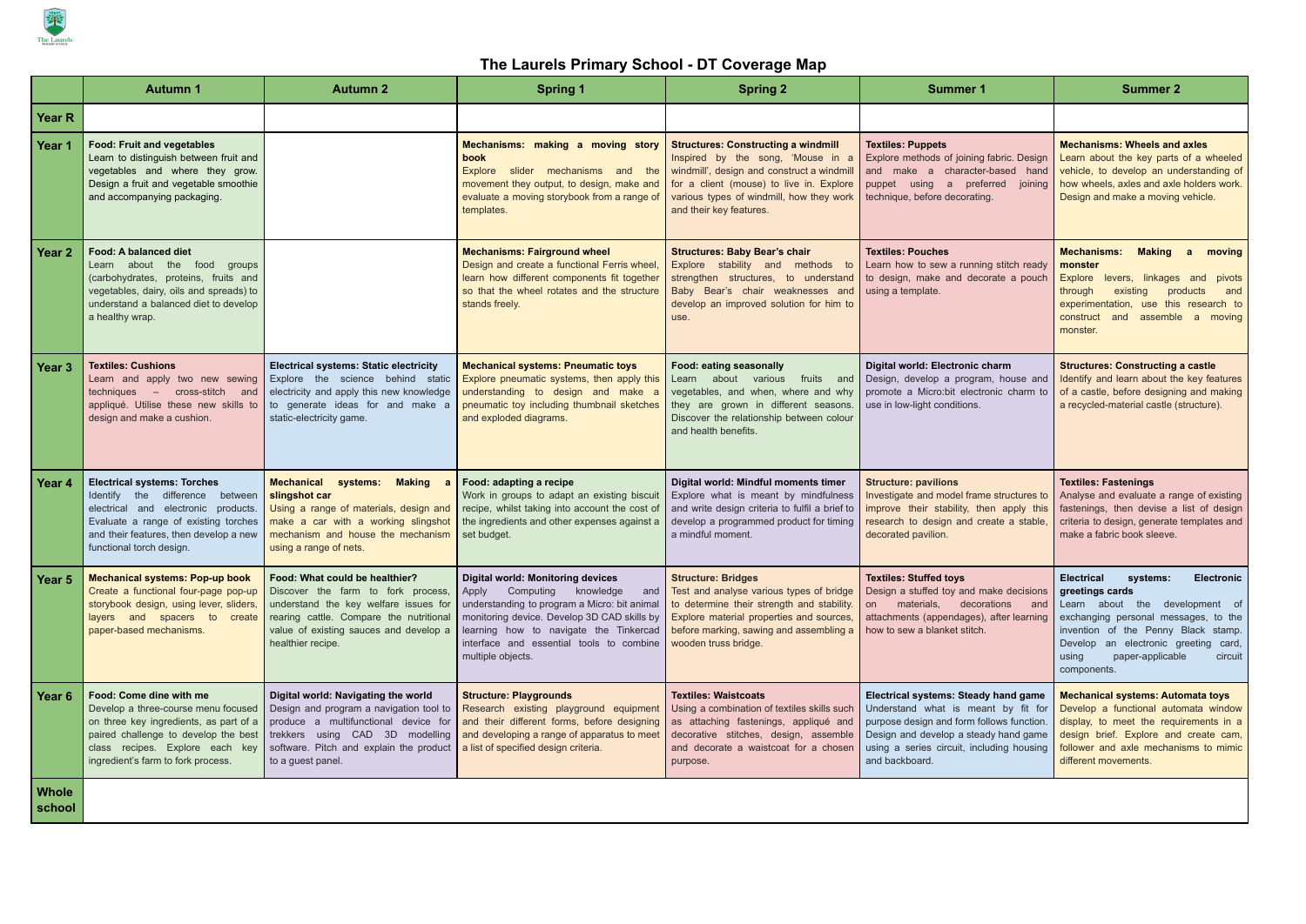# The Laurels Primary School - DT Coverage Map

| | Autumn 1 | Autumn 2 | Spring 1 | Spring 2 | Summer 1 | Summer 2 |
|---|---|---|---|---|---|---|
| **Year R** | | | | | | |
| **Year 1** | **Food: Fruit and vegetables** Learn to distinguish between fruit and vegetables and where they grow. Design a fruit and vegetable smoothie and accompanying packaging. | | **Mechanisms: making a moving story book** Explore slider mechanisms and the movement they output, to design, make and evaluate a moving storybook from a range of templates. | **Structures: Constructing a windmill** Inspired by the song, 'Mouse in a windmill', design and construct a windmill for a client (mouse) to live in. Explore various types of windmill, how they work and their key features. | **Textiles: Puppets** Explore methods of joining fabric. Design and make a character-based hand puppet using a preferred joining technique, before decorating. | **Mechanisms: Wheels and axles** Learn about the key parts of a wheeled vehicle, to develop an understanding of how wheels, axles and axle holders work. Design and make a moving vehicle. |
| **Year 2** | **Food: A balanced diet** Learn about the food groups (carbohydrates, proteins, fruits and vegetables, dairy, oils and spreads) to understand a balanced diet to develop a healthy wrap. | | **Mechanisms: Fairground wheel** Design and create a functional Ferris wheel, learn how different components fit together so that the wheel rotates and the structure stands freely. | **Structures: Baby Bear's chair** Explore stability and methods to strengthen structures, to understand Baby Bear's chair weaknesses and develop an improved solution for him to use. | **Textiles: Pouches** Learn how to sew a running stitch ready to design, make and decorate a pouch using a template. | **Mechanisms: Making a moving monster** Explore levers, linkages and pivots through existing products and experimentation, use this research to construct and assemble a moving monster. |
| **Year 3** | **Textiles: Cushions** Learn and apply two new sewing techniques – cross-stitch and appliqué. Utilise these new skills to design and make a cushion. | **Electrical systems: Static electricity** Explore the science behind static electricity and apply this new knowledge to generate ideas for and make a static-electricity game. | **Mechanical systems: Pneumatic toys** Explore pneumatic systems, then apply this understanding to design and make a pneumatic toy including thumbnail sketches and exploded diagrams. | **Food: eating seasonally** Learn about various fruits and vegetables, and when, where and why they are grown in different seasons. Discover the relationship between colour and health benefits. | **Digital world: Electronic charm** Design, develop a program, house and promote a Micro:bit electronic charm to use in low-light conditions. | **Structures: Constructing a castle** Identify and learn about the key features of a castle, before designing and making a recycled-material castle (structure). |
| **Year 4** | **Electrical systems: Torches** Identify the difference between electrical and electronic products. Evaluate a range of existing torches and their features, then develop a new functional torch design. | **Mechanical systems: Making a slingshot car** Using a range of materials, design and make a car with a working slingshot mechanism and house the mechanism using a range of nets. | **Food: adapting a recipe** Work in groups to adapt an existing biscuit recipe, whilst taking into account the cost of the ingredients and other expenses against a set budget. | **Digital world: Mindful moments timer** Explore what is meant by mindfulness and write design criteria to fulfil a brief to develop a programmed product for timing a mindful moment. | **Structure: pavilions** Investigate and model frame structures to improve their stability, then apply this research to design and create a stable, decorated pavilion. | **Textiles: Fastenings** Analyse and evaluate a range of existing fastenings, then devise a list of design criteria to design, generate templates and make a fabric book sleeve. |
| **Year 5** | **Mechanical systems: Pop-up book** Create a functional four-page pop-up storybook design, using lever, sliders, layers and spacers to create paper-based mechanisms. | **Food: What could be healthier?** Discover the farm to fork process, understand the key welfare issues for rearing cattle. Compare the nutritional value of existing sauces and develop a healthier recipe. | **Digital world: Monitoring devices** Apply Computing knowledge and understanding to program a Micro: bit animal monitoring device. Develop 3D CAD skills by learning how to navigate the Tinkercad interface and essential tools to combine multiple objects. | **Structure: Bridges** Test and analyse various types of bridge to determine their strength and stability. Explore material properties and sources, before marking, sawing and assembling a wooden truss bridge. | **Textiles: Stuffed toys** Design a stuffed toy and make decisions on materials, decorations and attachments (appendages), after learning how to sew a blanket stitch. | **Electrical systems: Electronic greetings cards** Learn about the development of exchanging personal messages, to the invention of the Penny Black stamp. Develop an electronic greeting card, using paper-applicable circuit components. |
| **Year 6** | **Food: Come dine with me** Develop a three-course menu focused on three key ingredients, as part of a paired challenge to develop the best class recipes. Explore each key ingredient's farm to fork process. | **Digital world: Navigating the world** Design and program a navigation tool to produce a multifunctional device for trekkers using CAD 3D modelling software. Pitch and explain the product to a guest panel. | **Structure: Playgrounds** Research existing playground equipment and their different forms, before designing and developing a range of apparatus to meet a list of specified design criteria. | **Textiles: Waistcoats** Using a combination of textiles skills such as attaching fastenings, appliqué and decorative stitches, design, assemble and decorate a waistcoat for a chosen purpose. | **Electrical systems: Steady hand game** Understand what is meant by fit for purpose design and form follows function. Design and develop a steady hand game using a series circuit, including housing and backboard. | **Mechanical systems: Automata toys** Develop a functional automata window display, to meet the requirements in a design brief. Explore and create cam, follower and axle mechanisms to mimic different movements. |
| **Whole school** | | | | | | |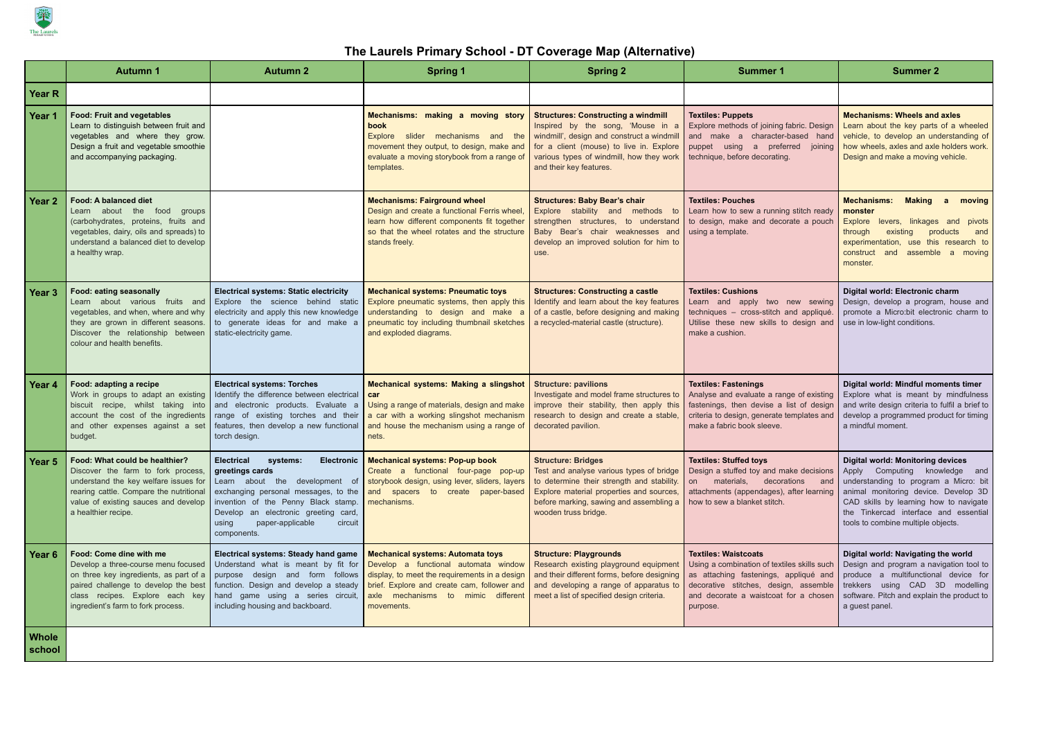# The Laurels Primary School - DT Coverage Map (Alternative)

| | Autumn 1 | Autumn 2 | Spring 1 | Spring 2 | Summer 1 | Summer 2 |
|---|---|---|---|---|---|---|
| **Year R** | | | | | | |
| **Year 1** | **Food: Fruit and vegetables** Learn to distinguish between fruit and vegetables and where they grow. Design a fruit and vegetable smoothie and accompanying packaging. | | **Mechanisms: making a moving story book** Explore slider mechanisms and the movement they output, to design, make and evaluate a moving storybook from a range of templates. | **Structures: Constructing a windmill** Inspired by the song, 'Mouse in a windmill', design and construct a windmill for a client (mouse) to live in. Explore various types of windmill, how they work and their key features. | **Textiles: Puppets** Explore methods of joining fabric. Design and make a character-based hand puppet using a preferred joining technique, before decorating. | **Mechanisms: Wheels and axles** Learn about the key parts of a wheeled vehicle, to develop an understanding of how wheels, axles and axle holders work. Design and make a moving vehicle. |
| **Year 2** | **Food: A balanced diet** Learn about the food groups (carbohydrates, proteins, fruits and vegetables, dairy, oils and spreads) to understand a balanced diet to develop a healthy wrap. | | **Mechanisms: Fairground wheel** Design and create a functional Ferris wheel, learn how different components fit together so that the wheel rotates and the structure stands freely. | **Structures: Baby Bear's chair** Explore stability and methods to strengthen structures, to understand Baby Bear's chair weaknesses and develop an improved solution for him to use. | **Textiles: Pouches** Learn how to sew a running stitch ready to design, make and decorate a pouch using a template. | **Mechanisms: Making a moving monster** Explore levers, linkages and pivots through existing products and experimentation, use this research to construct and assemble a moving monster. |
| **Year 3** | **Food: eating seasonally** Learn about various fruits and vegetables, and when, where and why they are grown in different seasons. Discover the relationship between colour and health benefits. | **Electrical systems: Static electricity** Explore the science behind static electricity and apply this new knowledge to generate ideas for and make a static-electricity game. | **Mechanical systems: Pneumatic toys** Explore pneumatic systems, then apply this understanding to design and make a pneumatic toy including thumbnail sketches and exploded diagrams. | **Structures: Constructing a castle** Identify and learn about the key features of a castle, before designing and making a recycled-material castle (structure). | **Textiles: Cushions** Learn and apply two new sewing techniques – cross-stitch and appliqué. Utilise these new skills to design and make a cushion. | **Digital world: Electronic charm** Design, develop a program, house and promote a Micro:bit electronic charm to use in low-light conditions. |
| **Year 4** | **Food: adapting a recipe** Work in groups to adapt an existing biscuit recipe, whilst taking into account the cost of the ingredients and other expenses against a set budget. | **Electrical systems: Torches** Identify the difference between electrical and electronic products. Evaluate a range of existing torches and their features, then develop a new functional torch design. | **Mechanical systems: Making a slingshot car** Using a range of materials, design and make a car with a working slingshot mechanism and house the mechanism using a range of nets. | **Structure: pavilions** Investigate and model frame structures to improve their stability, then apply this research to design and create a stable, decorated pavilion. | **Textiles: Fastenings** Analyse and evaluate a range of existing fastenings, then devise a list of design criteria to design, generate templates and make a fabric book sleeve. | **Digital world: Mindful moments timer** Explore what is meant by mindfulness and write design criteria to fulfil a brief to develop a programmed product for timing a mindful moment. |
| **Year 5** | **Food: What could be healthier?** Discover the farm to fork process, understand the key welfare issues for rearing cattle. Compare the nutritional value of existing sauces and develop a healthier recipe. | **Electrical systems: Electronic greetings cards** Learn about the development of exchanging personal messages, to the invention of the Penny Black stamp. Develop an electronic greeting card, using paper-applicable circuit components. | **Mechanical systems: Pop-up book** Create a functional four-page pop-up storybook design, using lever, sliders, layers and spacers to create paper-based mechanisms. | **Structure: Bridges** Test and analyse various types of bridge to determine their strength and stability. Explore material properties and sources, before marking, sawing and assembling a wooden truss bridge. | **Textiles: Stuffed toys** Design a stuffed toy and make decisions on materials, decorations and attachments (appendages), after learning how to sew a blanket stitch. | **Digital world: Monitoring devices** Apply Computing knowledge and understanding to program a Micro: bit animal monitoring device. Develop 3D CAD skills by learning how to navigate the Tinkercad interface and essential tools to combine multiple objects. |
| **Year 6** | **Food: Come dine with me** Develop a three-course menu focused on three key ingredients, as part of a paired challenge to develop the best class recipes. Explore each key ingredient's farm to fork process. | **Electrical systems: Steady hand game** Understand what is meant by fit for purpose design and form follows function. Design and develop a steady hand game using a series circuit, including housing and backboard. | **Mechanical systems: Automata toys** Develop a functional automata window display, to meet the requirements in a design brief. Explore and create cam, follower and axle mechanisms to mimic different movements. | **Structure: Playgrounds** Research existing playground equipment and their different forms, before designing and developing a range of apparatus to meet a list of specified design criteria. | **Textiles: Waistcoats** Using a combination of textiles skills such as attaching fastenings, appliqué and decorative stitches, design, assemble and decorate a waistcoat for a chosen purpose. | **Digital world: Navigating the world** Design and program a navigation tool to produce a multifunctional device for trekkers using CAD 3D modelling software. Pitch and explain the product to a guest panel. |
| **Whole school** | | | | | | |